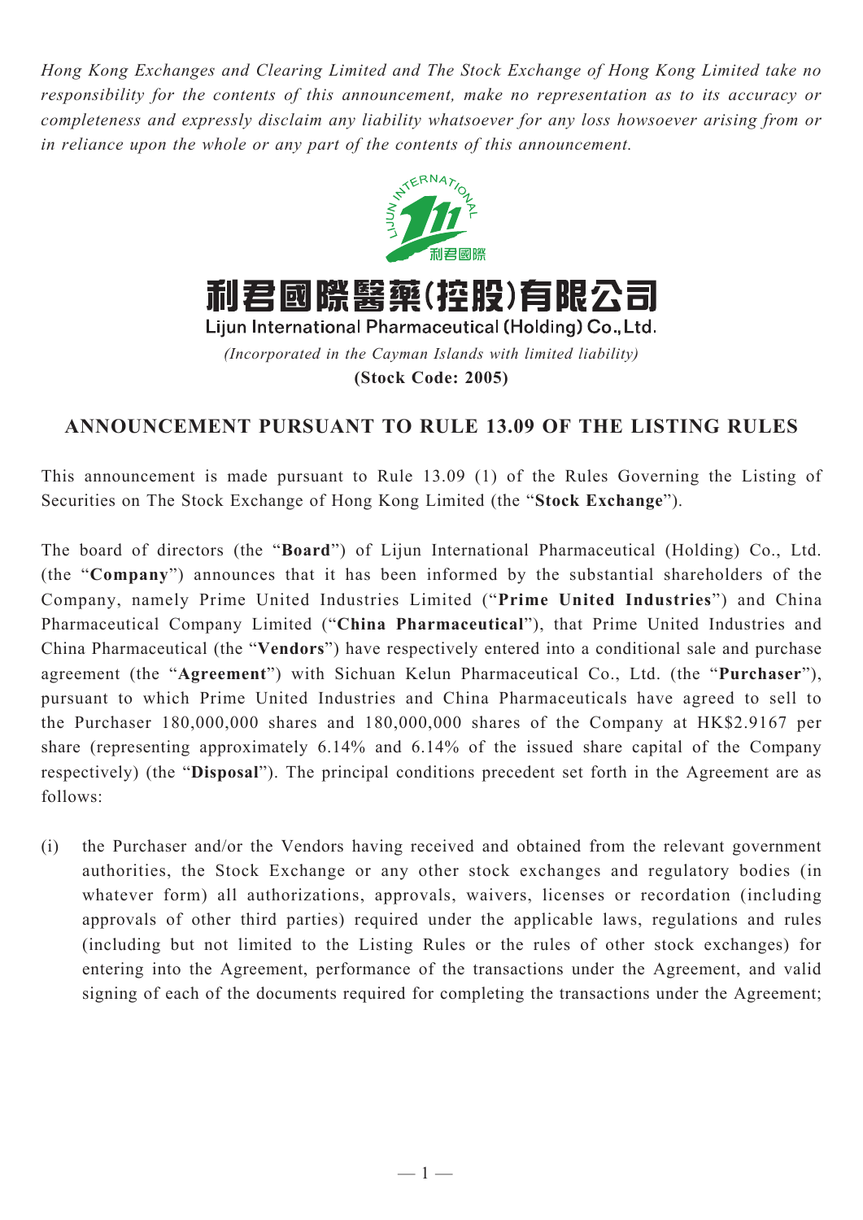*Hong Kong Exchanges and Clearing Limited and The Stock Exchange of Hong Kong Limited take no responsibility for the contents of this announcement, make no representation as to its accuracy or completeness and expressly disclaim any liability whatsoever for any loss howsoever arising from or in reliance upon the whole or any part of the contents of this announcement.*

# 利君國際醫藥(控股)有限公司

## Lijun International Pharmaceutical (Holding) Co., Ltd.

*(Incorporated in the Cayman Islands with limited liability)*

**(Stock Code: 2005)**

## ANNOUNCEMENT PURSUANT TO RULE 13.09 OF THE LISTING RULES

This announcement is made pursuant to Rule 13.09 (1) of the Rules Governing the Listing of Securities on The Stock Exchange of Hong Kong Limited (the "**Stock Exchange**").

The board of directors (the "**Board**") of Lijun International Pharmaceutical (Holding) Co., Ltd. (the "**Company**") announces that it has been informed by the substantial shareholders of the Company, namely Prime United Industries Limited ("**Prime United Industries**") and China Pharmaceutical Company Limited ("**China Pharmaceutical**"), that Prime United Industries and China Pharmaceutical (the "**Vendors**") have respectively entered into a conditional sale and purchase agreement (the "**Agreement**") with Sichuan Kelun Pharmaceutical Co., Ltd. (the "**Purchaser**"), pursuant to which Prime United Industries and China Pharmaceuticals have agreed to sell to the Purchaser 180,000,000 shares and 180,000,000 shares of the Company at HK$2.9167 per share (representing approximately 6.14% and 6.14% of the issued share capital of the Company respectively) (the "**Disposal**"). The principal conditions precedent set forth in the Agreement are as follows:

(i) the Purchaser and/or the Vendors having received and obtained from the relevant government authorities, the Stock Exchange or any other stock exchanges and regulatory bodies (in whatever form) all authorizations, approvals, waivers, licenses or recordation (including approvals of other third parties) required under the applicable laws, regulations and rules (including but not limited to the Listing Rules or the rules of other stock exchanges) for entering into the Agreement, performance of the transactions under the Agreement, and valid signing of each of the documents required for completing the transactions under the Agreement;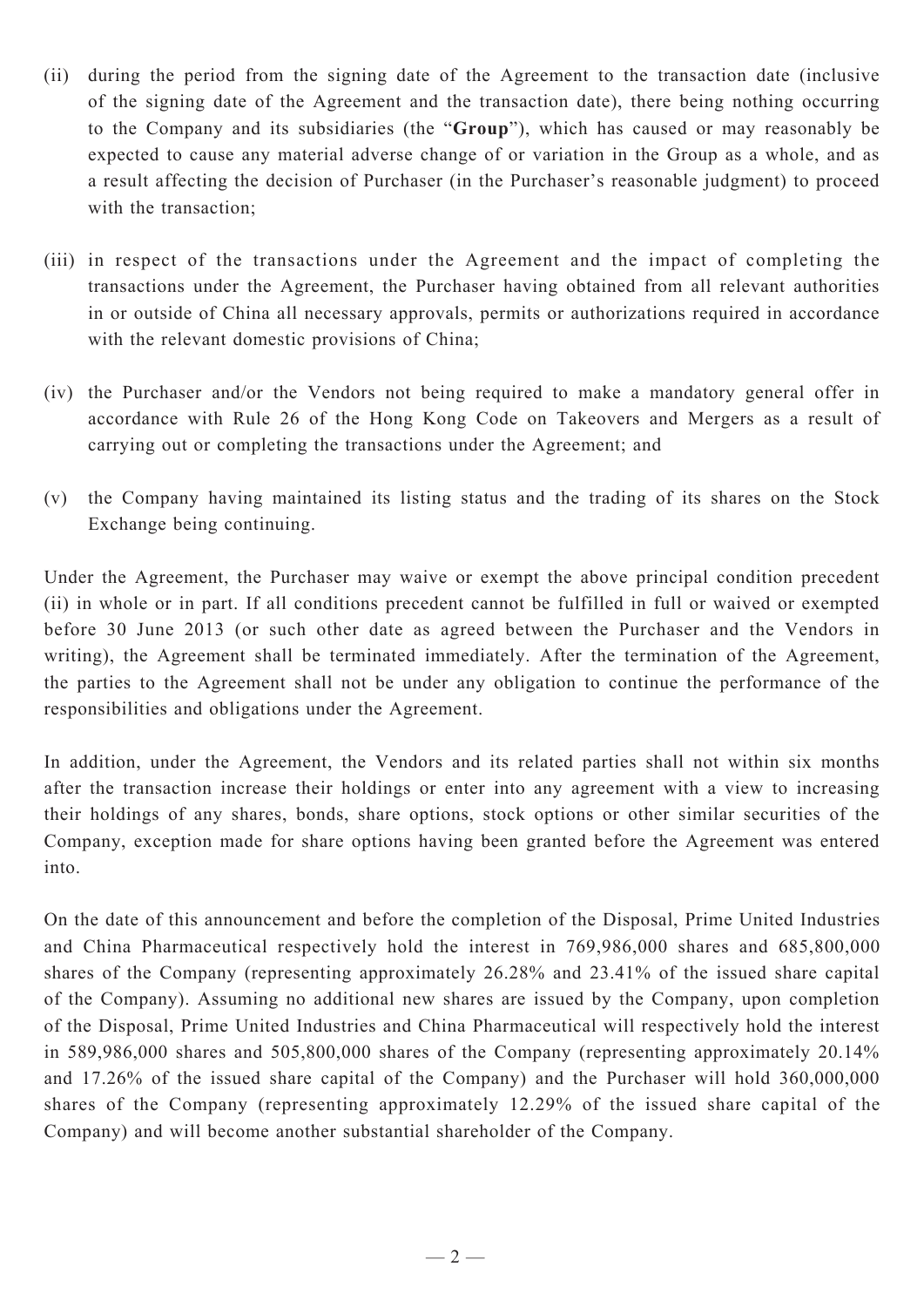(ii) during the period from the signing date of the Agreement to the transaction date (inclusive of the signing date of the Agreement and the transaction date), there being nothing occurring to the Company and its subsidiaries (the "**Group**"), which has caused or may reasonably be expected to cause any material adverse change of or variation in the Group as a whole, and as a result affecting the decision of Purchaser (in the Purchaser's reasonable judgment) to proceed with the transaction;

(iii) in respect of the transactions under the Agreement and the impact of completing the transactions under the Agreement, the Purchaser having obtained from all relevant authorities in or outside of China all necessary approvals, permits or authorizations required in accordance with the relevant domestic provisions of China;

(iv) the Purchaser and/or the Vendors not being required to make a mandatory general offer in accordance with Rule 26 of the Hong Kong Code on Takeovers and Mergers as a result of carrying out or completing the transactions under the Agreement; and

(v) the Company having maintained its listing status and the trading of its shares on the Stock Exchange being continuing.

Under the Agreement, the Purchaser may waive or exempt the above principal condition precedent (ii) in whole or in part. If all conditions precedent cannot be fulfilled in full or waived or exempted before 30 June 2013 (or such other date as agreed between the Purchaser and the Vendors in writing), the Agreement shall be terminated immediately. After the termination of the Agreement, the parties to the Agreement shall not be under any obligation to continue the performance of the responsibilities and obligations under the Agreement.

In addition, under the Agreement, the Vendors and its related parties shall not within six months after the transaction increase their holdings or enter into any agreement with a view to increasing their holdings of any shares, bonds, share options, stock options or other similar securities of the Company, exception made for share options having been granted before the Agreement was entered into.

On the date of this announcement and before the completion of the Disposal, Prime United Industries and China Pharmaceutical respectively hold the interest in 769,986,000 shares and 685,800,000 shares of the Company (representing approximately 26.28% and 23.41% of the issued share capital of the Company). Assuming no additional new shares are issued by the Company, upon completion of the Disposal, Prime United Industries and China Pharmaceutical will respectively hold the interest in 589,986,000 shares and 505,800,000 shares of the Company (representing approximately 20.14% and 17.26% of the issued share capital of the Company) and the Purchaser will hold 360,000,000 shares of the Company (representing approximately 12.29% of the issued share capital of the Company) and will become another substantial shareholder of the Company.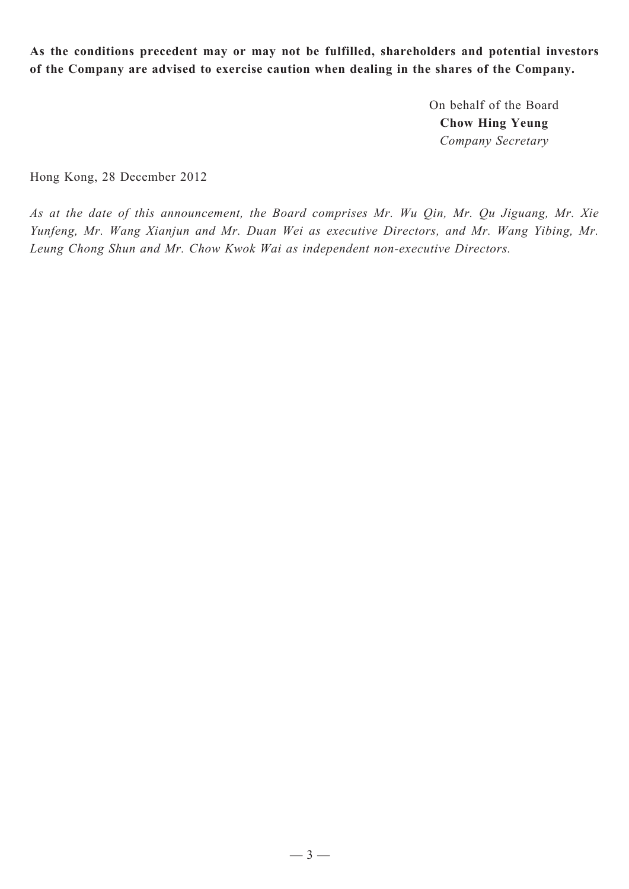**As the conditions precedent may or may not be fulfilled, shareholders and potential investors of the Company are advised to exercise caution when dealing in the shares of the Company.**

On behalf of the Board
**Chow Hing Yeung**
*Company Secretary*

Hong Kong, 28 December 2012

*As at the date of this announcement, the Board comprises Mr. Wu Qin, Mr. Qu Jiguang, Mr. Xie Yunfeng, Mr. Wang Xianjun and Mr. Duan Wei as executive Directors, and Mr. Wang Yibing, Mr. Leung Chong Shun and Mr. Chow Kwok Wai as independent non-executive Directors.*